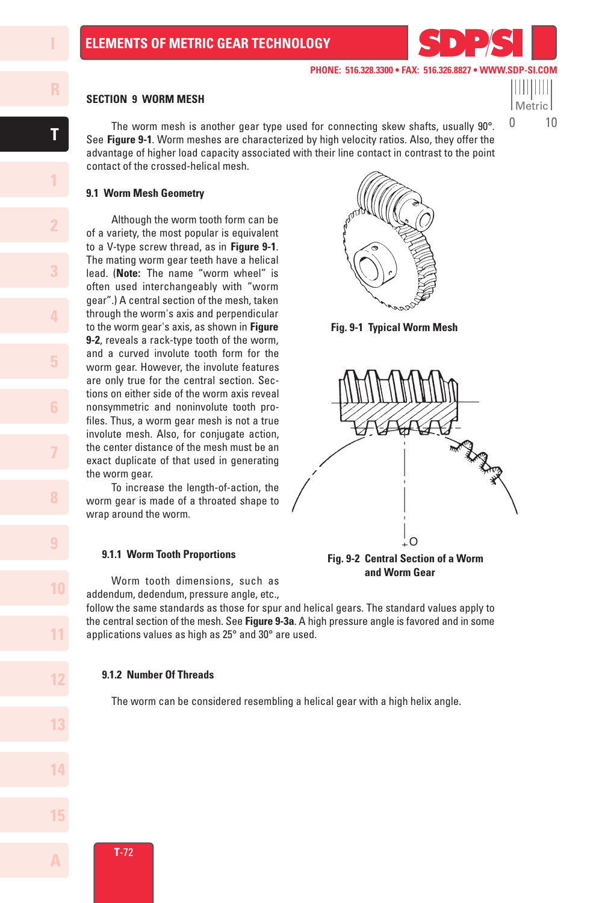## SECTION 9 WORM MESH

The worm mesh is another gear type used for connecting skew shafts, usually 90°. See **Figure 9-1**. Worm meshes are characterized by high velocity ratios. Also, they offer the advantage of higher load capacity associated with their line contact in contrast to the point contact of the crossed-helical mesh.

### 9.1 Worm Mesh Geometry

Although the worm tooth form can be of a variety, the most popular is equivalent to a V-type screw thread, as in **Figure 9-1**. The mating worm gear teeth have a helical lead. (**Note:** The name "worm wheel" is often used interchangeably with "worm gear".) A central section of the mesh, taken through the worm's axis and perpendicular to the worm gear's axis, as shown in **Figure 9-2**, reveals a rack-type tooth of the worm, and a curved involute tooth form for the worm gear. However, the involute features are only true for the central section. Sections on either side of the worm axis reveal nonsymmetric and noninvolute tooth profiles. Thus, a worm gear mesh is not a true involute mesh. Also, for conjugate action, the center distance of the mesh must be an exact duplicate of that used in generating the worm gear.

To increase the length-of-action, the worm gear is made of a throated shape to wrap around the worm.

**Fig. 9-1 Typical Worm Mesh**

**Fig. 9-2 Central Section of a Worm and Worm Gear**

#### 9.1.1 Worm Tooth Proportions

Worm tooth dimensions, such as addendum, dedendum, pressure angle, etc., follow the same standards as those for spur and helical gears. The standard values apply to the central section of the mesh. See **Figure 9-3a**. A high pressure angle is favored and in some applications values as high as 25° and 30° are used.

#### 9.1.2 Number Of Threads

The worm can be considered resembling a helical gear with a high helix angle.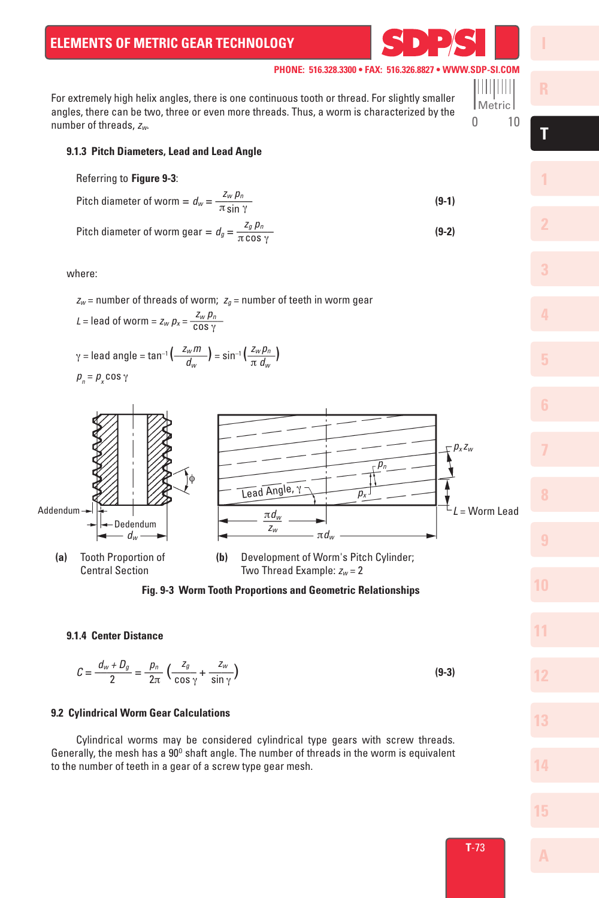For extremely high helix angles, there is one continuous tooth or thread. For slightly smaller angles, there can be two, three or even more threads. Thus, a worm is characterized by the number of threads, $z_w$.

### 9.1.3 Pitch Diameters, Lead and Lead Angle

Referring to **Figure 9-3**:

$$\text{Pitch diameter of worm} = d_w = \frac{z_w\, p_n}{\pi \sin \gamma} \qquad \textbf{(9-1)}$$

$$\text{Pitch diameter of worm gear} = d_g = \frac{z_g\, p_n}{\pi \cos \gamma} \qquad \textbf{(9-2)}$$

where:

$z_w$ = number of threads of worm; $z_g$ = number of teeth in worm gear

$$L = \text{lead of worm} = z_w\, p_x = \frac{z_w\, p_n}{\cos \gamma}$$

$$\gamma = \text{lead angle} = \tan^{-1}\left(\frac{z_w\, m}{d_w}\right) = \sin^{-1}\left(\frac{z_w\, p_n}{\pi\, d_w}\right)$$

$$p_n = p_x \cos \gamma$$

(a) Tooth Proportion of Central Section

(b) Development of Worm's Pitch Cylinder; Two Thread Example: $z_w = 2$

**Fig. 9-3 Worm Tooth Proportions and Geometric Relationships**

### 9.1.4 Center Distance

$$C = \frac{d_w + D_g}{2} = \frac{p_n}{2\pi}\left(\frac{z_g}{\cos \gamma} + \frac{z_w}{\sin \gamma}\right) \qquad \textbf{(9-3)}$$

## 9.2 Cylindrical Worm Gear Calculations

Cylindrical worms may be considered cylindrical type gears with screw threads. Generally, the mesh has a 90° shaft angle. The number of threads in the worm is equivalent to the number of teeth in a gear of a screw type gear mesh.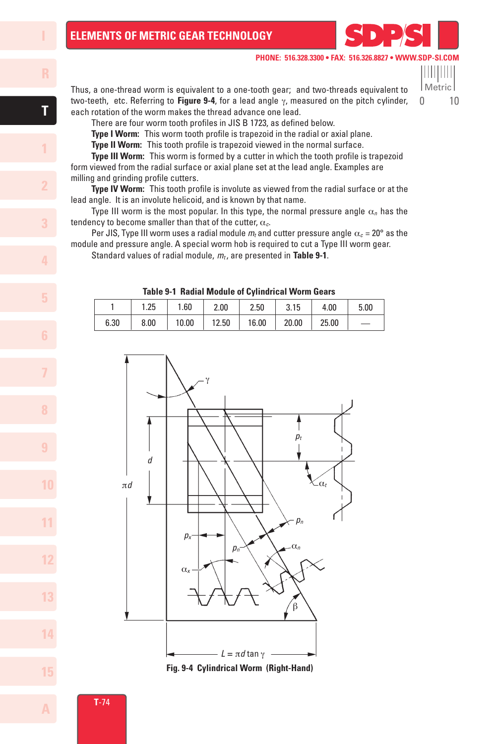Thus, a one-thread worm is equivalent to a one-tooth gear; and two-threads equivalent to two-teeth, etc. Referring to **Figure 9-4**, for a lead angle $\gamma$, measured on the pitch cylinder, each rotation of the worm makes the thread advance one lead.

There are four worm tooth profiles in JIS B 1723, as defined below.

**Type I Worm:** This worm tooth profile is trapezoid in the radial or axial plane.

**Type II Worm:** This tooth profile is trapezoid viewed in the normal surface.

**Type III Worm:** This worm is formed by a cutter in which the tooth profile is trapezoid form viewed from the radial surface or axial plane set at the lead angle. Examples are milling and grinding profile cutters.

**Type IV Worm:** This tooth profile is involute as viewed from the radial surface or at the lead angle. It is an involute helicoid, and is known by that name.

Type III worm is the most popular. In this type, the normal pressure angle $\alpha_n$ has the tendency to become smaller than that of the cutter, $\alpha_c$.

Per JIS, Type III worm uses a radial module $m_t$ and cutter pressure angle $\alpha_c$ = 20° as the module and pressure angle. A special worm hob is required to cut a Type III worm gear.

Standard values of radial module, $m_t$, are presented in **Table 9-1**.

**Table 9-1 Radial Module of Cylindrical Worm Gears**

| 1 | 1.25 | 1.60 | 2.00 | 2.50 | 3.15 | 4.00 | 5.00 |
|---|---|---|---|---|---|---|---|
| 6.30 | 8.00 | 10.00 | 12.50 | 16.00 | 20.00 | 25.00 | — |

**Fig. 9-4 Cylindrical Worm (Right-Hand)**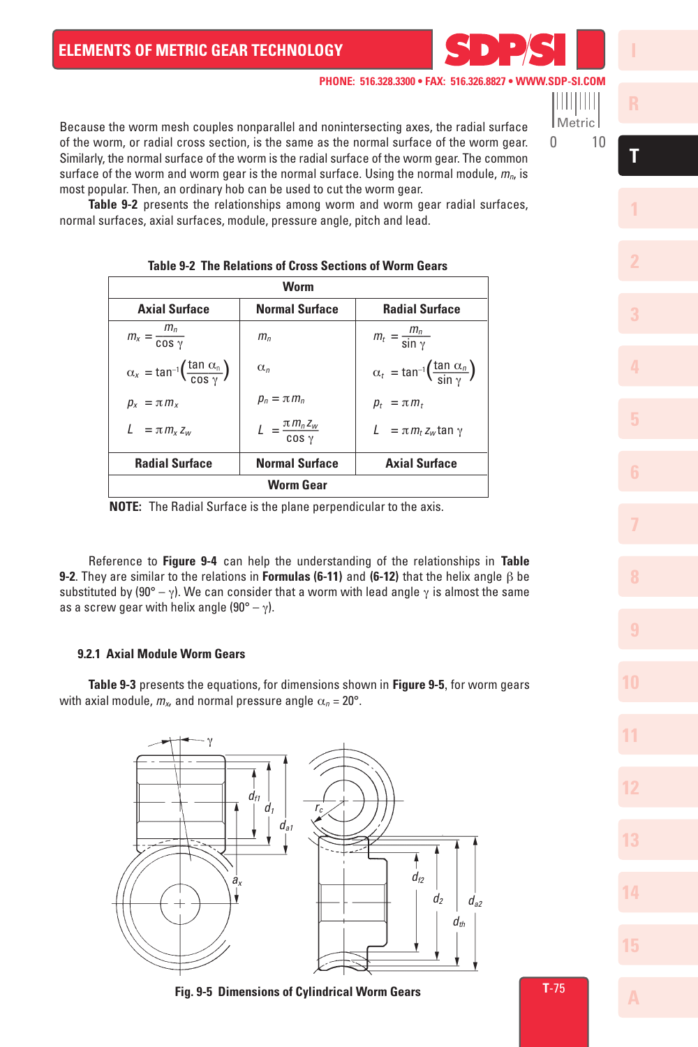Because the worm mesh couples nonparallel and nonintersecting axes, the radial surface of the worm, or radial cross section, is the same as the normal surface of the worm gear. Similarly, the normal surface of the worm is the radial surface of the worm gear. The common surface of the worm and worm gear is the normal surface. Using the normal module, $m_n$, is most popular. Then, an ordinary hob can be used to cut the worm gear.

**Table 9-2** presents the relationships among worm and worm gear radial surfaces, normal surfaces, axial surfaces, module, pressure angle, pitch and lead.

**Table 9-2 The Relations of Cross Sections of Worm Gears**

| Worm | | |
|---|---|---|
| **Axial Surface** | **Normal Surface** | **Radial Surface** |
| $m_x = \dfrac{m_n}{\cos\gamma}$ | $m_n$ | $m_t = \dfrac{m_n}{\sin\gamma}$ |
| $\alpha_x = \tan^{-1}\left(\dfrac{\tan\alpha_n}{\cos\gamma}\right)$ | $\alpha_n$ | $\alpha_t = \tan^{-1}\left(\dfrac{\tan\alpha_n}{\sin\gamma}\right)$ |
| $p_x = \pi m_x$ | $p_n = \pi m_n$ | $p_t = \pi m_t$ |
| $L = \pi m_x z_w$ | $L = \dfrac{\pi m_n z_w}{\cos\gamma}$ | $L = \pi m_t z_w \tan\gamma$ |
| **Radial Surface** | **Normal Surface** | **Axial Surface** |
| **Worm Gear** | | |

**NOTE:** The Radial Surface is the plane perpendicular to the axis.

Reference to **Figure 9-4** can help the understanding of the relationships in **Table 9-2**. They are similar to the relations in **Formulas (6-11)** and **(6-12)** that the helix angle $\beta$ be substituted by $(90° - \gamma)$. We can consider that a worm with lead angle $\gamma$ is almost the same as a screw gear with helix angle $(90° - \gamma)$.

### 9.2.1 Axial Module Worm Gears

**Table 9-3** presents the equations, for dimensions shown in **Figure 9-5**, for worm gears with axial module, $m_x$, and normal pressure angle $\alpha_n = 20°$.

**Fig. 9-5 Dimensions of Cylindrical Worm Gears**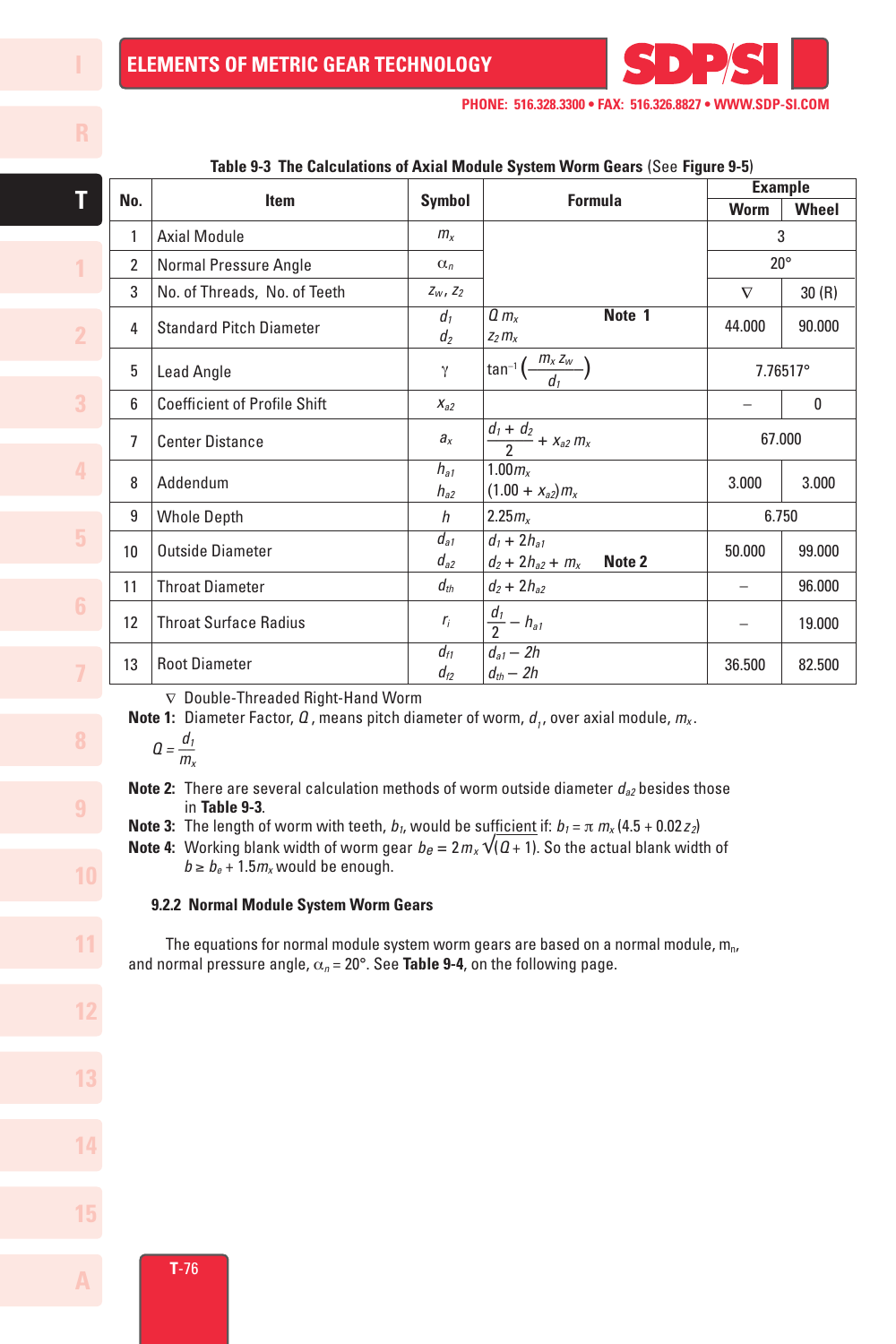**Table 9-3 The Calculations of Axial Module System Worm Gears** (See **Figure 9-5**)

| No. | Item | Symbol | Formula | Example | |
|---|---|---|---|---|---|
| | | | | Worm | Wheel |
| 1 | Axial Module | $m_x$ | | 3 | |
| 2 | Normal Pressure Angle | $\alpha_n$ | | 20° | |
| 3 | No. of Threads, No. of Teeth | $z_w$, $z_2$ | | ∇ | 30 (R) |
| 4 | Standard Pitch Diameter | $d_1$ <br> $d_2$ | $Q\, m_x$ **Note 1** <br> $z_2 m_x$ | 44.000 | 90.000 |
| 5 | Lead Angle | $\gamma$ | $\tan^{-1}\left(\frac{m_x z_w}{d_1}\right)$ | 7.76517° | |
| 6 | Coefficient of Profile Shift | $x_{a2}$ | | – | 0 |
| 7 | Center Distance | $a_x$ | $\frac{d_1 + d_2}{2} + x_{a2}\, m_x$ | 67.000 | |
| 8 | Addendum | $h_{a1}$ <br> $h_{a2}$ | $1.00 m_x$ <br> $(1.00 + x_{a2}) m_x$ | 3.000 | 3.000 |
| 9 | Whole Depth | $h$ | $2.25 m_x$ | 6.750 | |
| 10 | Outside Diameter | $d_{a1}$ <br> $d_{a2}$ | $d_1 + 2h_{a1}$ <br> $d_2 + 2h_{a2} + m_x$ **Note 2** | 50.000 | 99.000 |
| 11 | Throat Diameter | $d_{th}$ | $d_2 + 2h_{a2}$ | – | 96.000 |
| 12 | Throat Surface Radius | $r_i$ | $\frac{d_1}{2} - h_{a1}$ | – | 19.000 |
| 13 | Root Diameter | $d_{f1}$ <br> $d_{f2}$ | $d_{a1} - 2h$ <br> $d_{th} - 2h$ | 36.500 | 82.500 |

∇ Double-Threaded Right-Hand Worm

**Note 1:** Diameter Factor, $Q$, means pitch diameter of worm, $d_1$, over axial module, $m_x$.

$$Q = \frac{d_1}{m_x}$$

**Note 2:** There are several calculation methods of worm outside diameter $d_{a2}$ besides those in **Table 9-3**.

**Note 3:** The length of worm with teeth, $b_1$, would be sufficient if: $b_1 = \pi\, m_x (4.5 + 0.02 z_2)$

**Note 4:** Working blank width of worm gear $b_e = 2 m_x \sqrt{(Q + 1)}$. So the actual blank width of $b \geq b_e + 1.5 m_x$ would be enough.

### 9.2.2 Normal Module System Worm Gears

The equations for normal module system worm gears are based on a normal module, $m_n$, and normal pressure angle, $\alpha_n = 20°$. See **Table 9-4**, on the following page.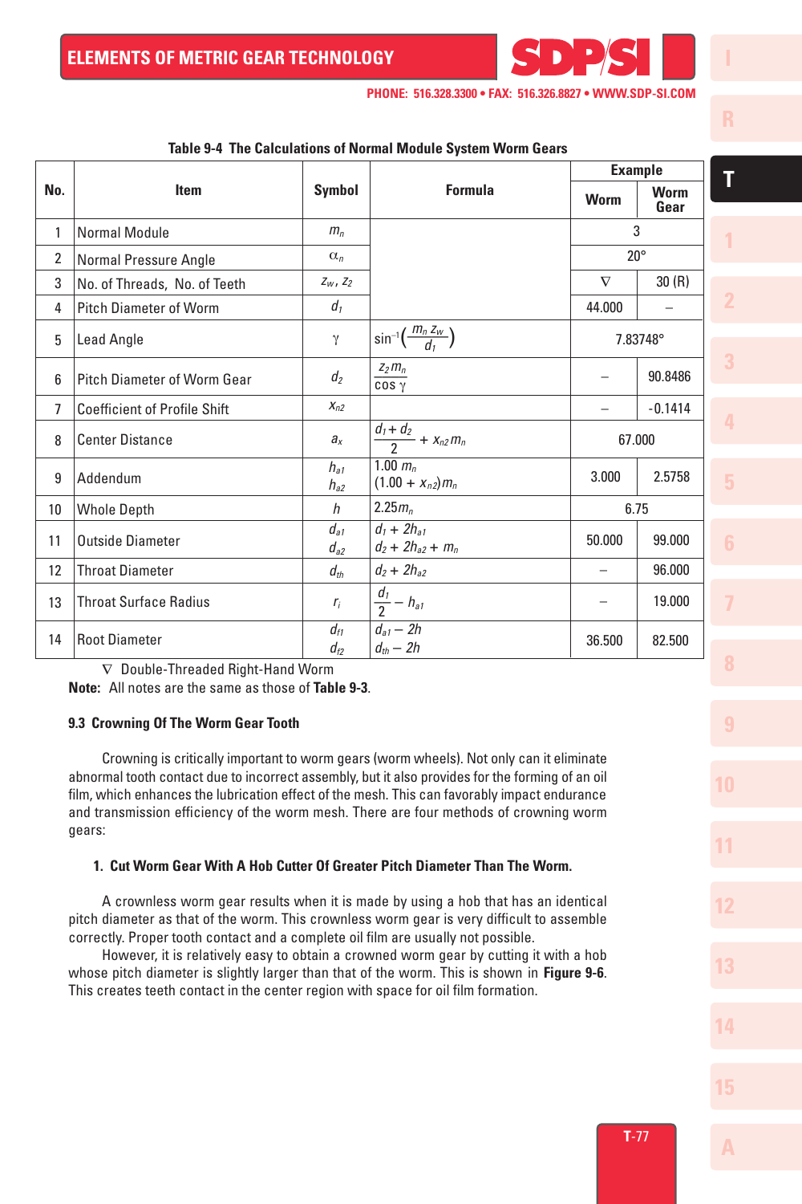**Table 9-4 The Calculations of Normal Module System Worm Gears**

| No. | Item | Symbol | Formula | Example | |
|---|---|---|---|---|---|
| | | | | Worm | Worm Gear |
| 1 | Normal Module | $m_n$ | | 3 | |
| 2 | Normal Pressure Angle | $\alpha_n$ | | 20° | |
| 3 | No. of Threads, No. of Teeth | $z_w$, $z_2$ | | ∇ | 30 (R) |
| 4 | Pitch Diameter of Worm | $d_1$ | | 44.000 | – |
| 5 | Lead Angle | $\gamma$ | $\sin^{-1}\left(\frac{m_n z_w}{d_1}\right)$ | 7.83748° | |
| 6 | Pitch Diameter of Worm Gear | $d_2$ | $\frac{z_2 m_n}{\cos\gamma}$ | – | 90.8486 |
| 7 | Coefficient of Profile Shift | $x_{n2}$ | | – | -0.1414 |
| 8 | Center Distance | $a_x$ | $\frac{d_1 + d_2}{2} + x_{n2} m_n$ | 67.000 | |
| 9 | Addendum | $h_{a1}$<br>$h_{a2}$ | $1.00\, m_n$<br>$(1.00 + x_{n2}) m_n$ | 3.000 | 2.5758 |
| 10 | Whole Depth | $h$ | $2.25 m_n$ | 6.75 | |
| 11 | Outside Diameter | $d_{a1}$<br>$d_{a2}$ | $d_1 + 2h_{a1}$<br>$d_2 + 2h_{a2} + m_n$ | 50.000 | 99.000 |
| 12 | Throat Diameter | $d_{th}$ | $d_2 + 2h_{a2}$ | – | 96.000 |
| 13 | Throat Surface Radius | $r_i$ | $\frac{d_1}{2} - h_{a1}$ | – | 19.000 |
| 14 | Root Diameter | $d_{f1}$<br>$d_{f2}$ | $d_{a1} - 2h$<br>$d_{th} - 2h$ | 36.500 | 82.500 |

∇ Double-Threaded Right-Hand Worm

**Note:** All notes are the same as those of **Table 9-3**.

### 9.3 Crowning Of The Worm Gear Tooth

Crowning is critically important to worm gears (worm wheels). Not only can it eliminate abnormal tooth contact due to incorrect assembly, but it also provides for the forming of an oil film, which enhances the lubrication effect of the mesh. This can favorably impact endurance and transmission efficiency of the worm mesh. There are four methods of crowning worm gears:

#### 1. Cut Worm Gear With A Hob Cutter Of Greater Pitch Diameter Than The Worm.

A crownless worm gear results when it is made by using a hob that has an identical pitch diameter as that of the worm. This crownless worm gear is very difficult to assemble correctly. Proper tooth contact and a complete oil film are usually not possible.

However, it is relatively easy to obtain a crowned worm gear by cutting it with a hob whose pitch diameter is slightly larger than that of the worm. This is shown in **Figure 9-6**. This creates teeth contact in the center region with space for oil film formation.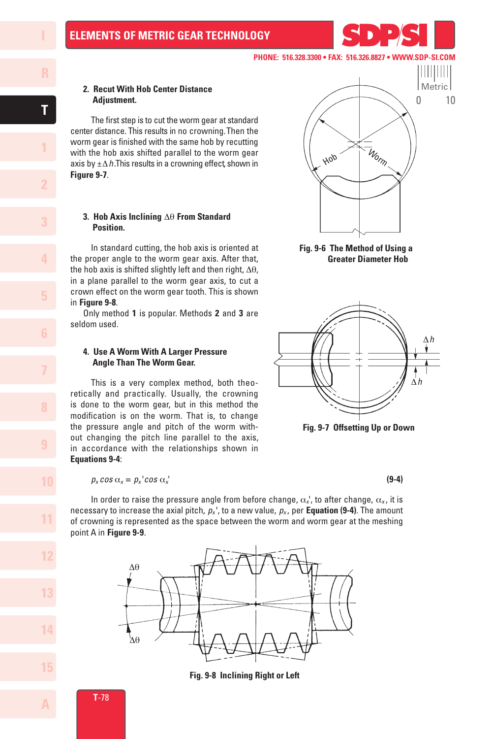**2. Recut With Hob Center Distance Adjustment.**

The first step is to cut the worm gear at standard center distance. This results in no crowning. Then the worm gear is finished with the same hob by recutting with the hob axis shifted parallel to the worm gear axis by $\pm\Delta h$. This results in a crowning effect, shown in **Figure 9-7**.

**3. Hob Axis Inclining $\Delta\theta$ From Standard Position.**

In standard cutting, the hob axis is oriented at the proper angle to the worm gear axis. After that, the hob axis is shifted slightly left and then right, $\Delta\theta$, in a plane parallel to the worm gear axis, to cut a crown effect on the worm gear tooth. This is shown in **Figure 9-8**.

Only method **1** is popular. Methods **2** and **3** are seldom used.

**4. Use A Worm With A Larger Pressure Angle Than The Worm Gear.**

This is a very complex method, both theoretically and practically. Usually, the crowning is done to the worm gear, but in this method the modification is on the worm. That is, to change the pressure angle and pitch of the worm without changing the pitch line parallel to the axis, in accordance with the relationships shown in **Equations 9-4**:

Fig. 9-6 The Method of Using a Greater Diameter Hob

Fig. 9-7 Offsetting Up or Down

$$p_x \cos\alpha_x = p_x' \cos\alpha_x' \qquad \textbf{(9-4)}$$

In order to raise the pressure angle from before change, $\alpha_x'$, to after change, $\alpha_x$, it is necessary to increase the axial pitch, $p_x'$, to a new value, $p_x$, per **Equation (9-4)**. The amount of crowning is represented as the space between the worm and worm gear at the meshing point A in **Figure 9-9**.

Fig. 9-8 Inclining Right or Left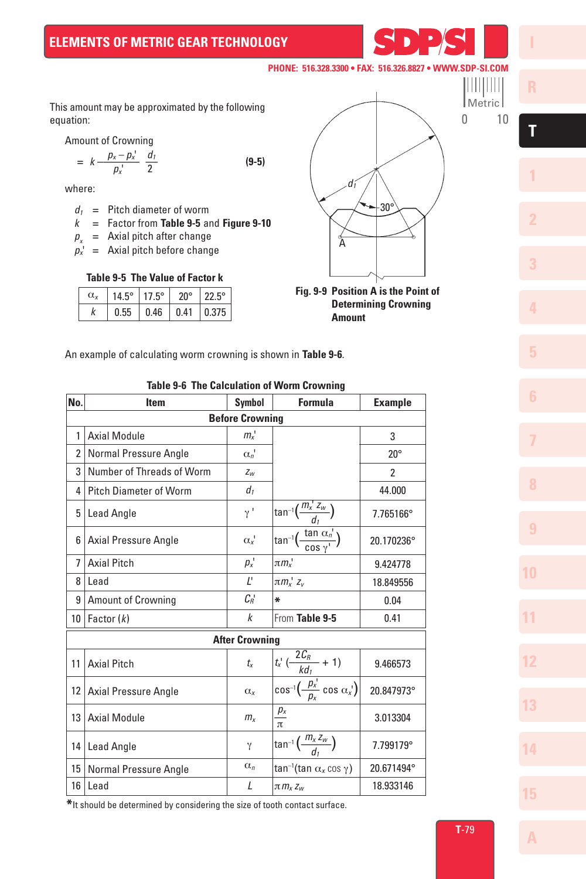This amount may be approximated by the following equation:

Amount of Crowning

$$= k \frac{p_x - p_x'}{p_x'} \frac{d_1}{2} \qquad \textbf{(9-5)}$$

where:

$d_1$ = Pitch diameter of worm
$k$ = Factor from **Table 9-5** and **Figure 9-10**
$p_x$ = Axial pitch after change
$p_x'$ = Axial pitch before change

**Table 9-5 The Value of Factor k**

| $\alpha_x$ | 14.5° | 17.5° | 20° | 22.5° |
|---|---|---|---|---|
| $k$ | 0.55 | 0.46 | 0.41 | 0.375 |

**Fig. 9-9 Position A is the Point of Determining Crowning Amount**

An example of calculating worm crowning is shown in **Table 9-6**.

**Table 9-6 The Calculation of Worm Crowning**

| No. | Item | Symbol | Formula | Example |
|---|---|---|---|---|
| | **Before Crowning** | | | |
| 1 | Axial Module | $m_x'$ | | 3 |
| 2 | Normal Pressure Angle | $\alpha_n'$ | | 20° |
| 3 | Number of Threads of Worm | $z_w$ | | 2 |
| 4 | Pitch Diameter of Worm | $d_1$ | | 44.000 |
| 5 | Lead Angle | $\gamma'$ | $\tan^{-1}\left(\frac{m_x' z_w}{d_1}\right)$ | 7.765166° |
| 6 | Axial Pressure Angle | $\alpha_x'$ | $\tan^{-1}\left(\frac{\tan \alpha_n'}{\cos \gamma'}\right)$ | 20.170236° |
| 7 | Axial Pitch | $p_x'$ | $\pi m_x'$ | 9.424778 |
| 8 | Lead | $L'$ | $\pi m_x' z_v$ | 18.849556 |
| 9 | Amount of Crowning | $C_R'$ | * | 0.04 |
| 10 | Factor ($k$) | $k$ | From **Table 9-5** | 0.41 |
| | **After Crowning** | | | |
| 11 | Axial Pitch | $t_x$ | $t_x'\left(\frac{2C_R}{kd_1} + 1\right)$ | 9.466573 |
| 12 | Axial Pressure Angle | $\alpha_x$ | $\cos^{-1}\left(\frac{p_x'}{p_x} \cos \alpha_x'\right)$ | 20.847973° |
| 13 | Axial Module | $m_x$ | $\frac{p_x}{\pi}$ | 3.013304 |
| 14 | Lead Angle | $\gamma$ | $\tan^{-1}\left(\frac{m_x z_w}{d_1}\right)$ | 7.799179° |
| 15 | Normal Pressure Angle | $\alpha_n$ | $\tan^{-1}(\tan \alpha_x \cos \gamma)$ | 20.671494° |
| 16 | Lead | $L$ | $\pi m_x z_w$ | 18.933146 |

*It should be determined by considering the size of tooth contact surface.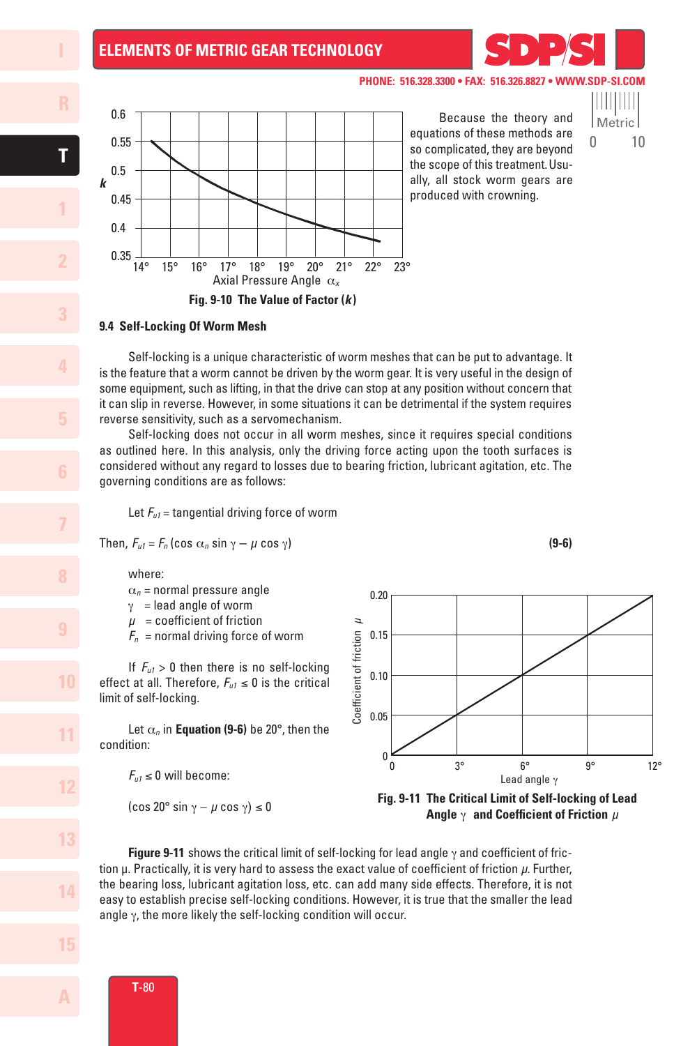0.6
0.55
0.5
$k$
0.45
0.4
0.35
14° 15° 16° 17° 18° 19° 20° 21° 22° 23°
Axial Pressure Angle $\alpha_x$

**Fig. 9-10 The Value of Factor ($k$)**

Because the theory and equations of these methods are so complicated, they are beyond the scope of this treatment. Usually, all stock worm gears are produced with crowning.

### 9.4 Self-Locking Of Worm Mesh

Self-locking is a unique characteristic of worm meshes that can be put to advantage. It is the feature that a worm cannot be driven by the worm gear. It is very useful in the design of some equipment, such as lifting, in that the drive can stop at any position without concern that it can slip in reverse. However, in some situations it can be detrimental if the system requires reverse sensitivity, such as a servomechanism.

Self-locking does not occur in all worm meshes, since it requires special conditions as outlined here. In this analysis, only the driving force acting upon the tooth surfaces is considered without any regard to losses due to bearing friction, lubricant agitation, etc. The governing conditions are as follows:

Let $F_{u1}$ = tangential driving force of worm

Then, $F_{u1} = F_n (\cos \alpha_n \sin \gamma - \mu \cos \gamma)$ **(9-6)**

where:

$\alpha_n$ = normal pressure angle
$\gamma$ = lead angle of worm
$\mu$ = coefficient of friction
$F_n$ = normal driving force of worm

If $F_{u1} > 0$ then there is no self-locking effect at all. Therefore, $F_{u1} \le 0$ is the critical limit of self-locking.

Let $\alpha_n$ in **Equation (9-6)** be 20°, then the condition:

$F_{u1} \le 0$ will become:

$(\cos 20° \sin \gamma - \mu \cos \gamma) \le 0$

0.20
0.15
0.10
0.05
0
Coefficient of friction $\mu$
0 3° 6° 9° 12°
Lead angle $\gamma$

**Fig. 9-11 The Critical Limit of Self-locking of Lead Angle $\gamma$ and Coefficient of Friction $\mu$**

**Figure 9-11** shows the critical limit of self-locking for lead angle $\gamma$ and coefficient of friction $\mu$. Practically, it is very hard to assess the exact value of coefficient of friction $\mu$. Further, the bearing loss, lubricant agitation loss, etc. can add many side effects. Therefore, it is not easy to establish precise self-locking conditions. However, it is true that the smaller the lead angle $\gamma$, the more likely the self-locking condition will occur.